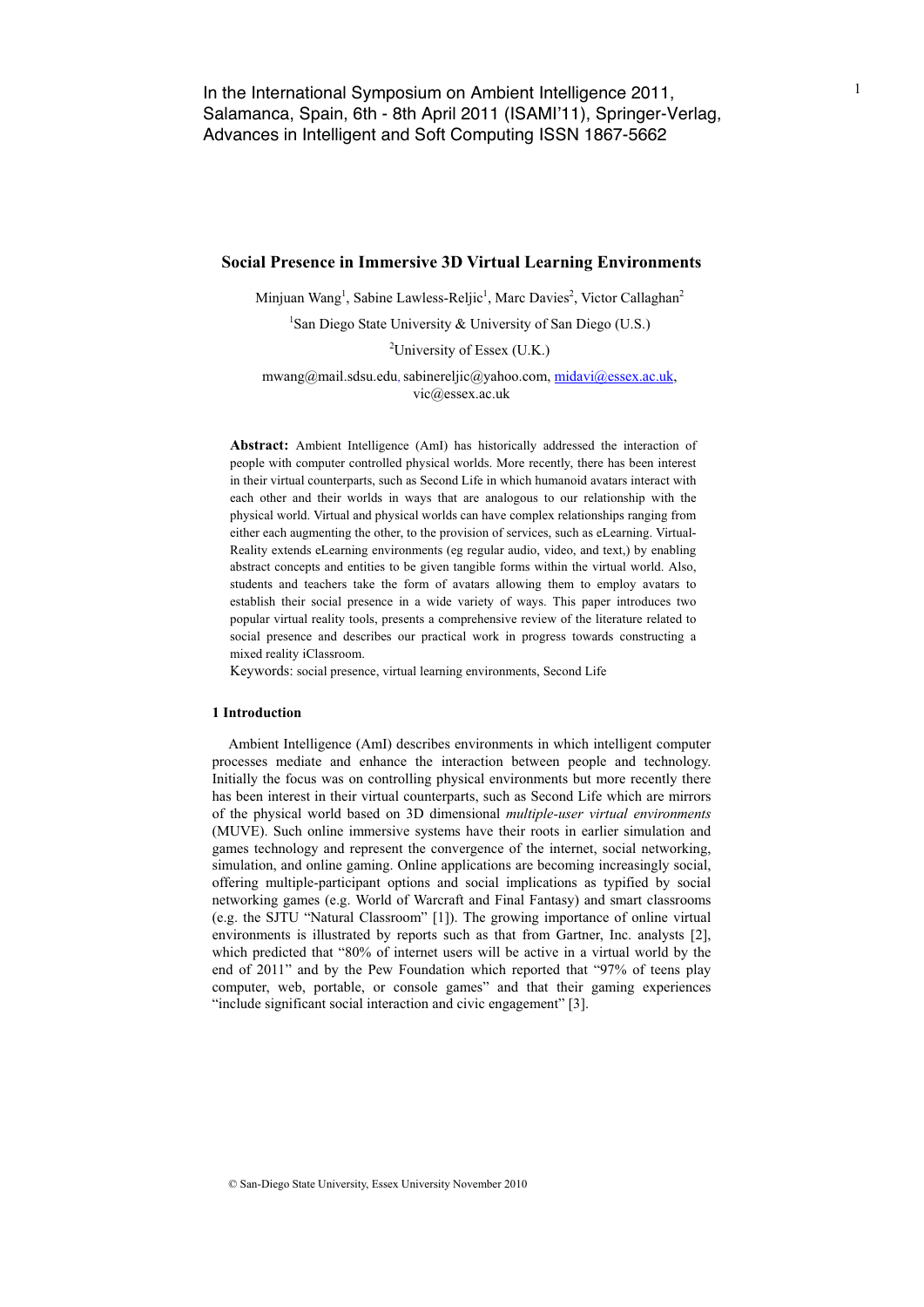In the International Symposium on Ambient Intelligence 2011, Salamanca, Spain, 6th - 8th April 2011 (ISAMI'11), Springer-Verlag, Advances in Intelligent and Soft Computing ISSN 1867-5662

# Social Presence in Immersive 3D Virtual Learning Environments

Minjuan Wang[1], Sabine Lawless-Reljic[1], Marc Davies[2], Victor Callaghan[2]

[1]San Diego State University & University of San Diego (U.S.)

[2]University of Essex (U.K.)

mwang@mail.sdsu.edu, sabinereljic@yahoo.com, midavi@essex.ac.uk, vic@essex.ac.uk

**Abstract:** Ambient Intelligence (AmI) has historically addressed the interaction of people with computer controlled physical worlds. More recently, there has been interest in their virtual counterparts, such as Second Life in which humanoid avatars interact with each other and their worlds in ways that are analogous to our relationship with the physical world. Virtual and physical worlds can have complex relationships ranging from either each augmenting the other, to the provision of services, such as eLearning. Virtual-Reality extends eLearning environments (eg regular audio, video, and text,) by enabling abstract concepts and entities to be given tangible forms within the virtual world. Also, students and teachers take the form of avatars allowing them to employ avatars to establish their social presence in a wide variety of ways. This paper introduces two popular virtual reality tools, presents a comprehensive review of the literature related to social presence and describes our practical work in progress towards constructing a mixed reality iClassroom.

Keywords: social presence, virtual learning environments, Second Life

## 1 Introduction

Ambient Intelligence (AmI) describes environments in which intelligent computer processes mediate and enhance the interaction between people and technology. Initially the focus was on controlling physical environments but more recently there has been interest in their virtual counterparts, such as Second Life which are mirrors of the physical world based on 3D dimensional *multiple-user virtual environments* (MUVE). Such online immersive systems have their roots in earlier simulation and games technology and represent the convergence of the internet, social networking, simulation, and online gaming. Online applications are becoming increasingly social, offering multiple-participant options and social implications as typified by social networking games (e.g. World of Warcraft and Final Fantasy) and smart classrooms (e.g. the SJTU "Natural Classroom" [1]). The growing importance of online virtual environments is illustrated by reports such as that from Gartner, Inc. analysts [2], which predicted that "80% of internet users will be active in a virtual world by the end of 2011" and by the Pew Foundation which reported that "97% of teens play computer, web, portable, or console games" and that their gaming experiences "include significant social interaction and civic engagement" [3].

© San-Diego State University, Essex University November 2010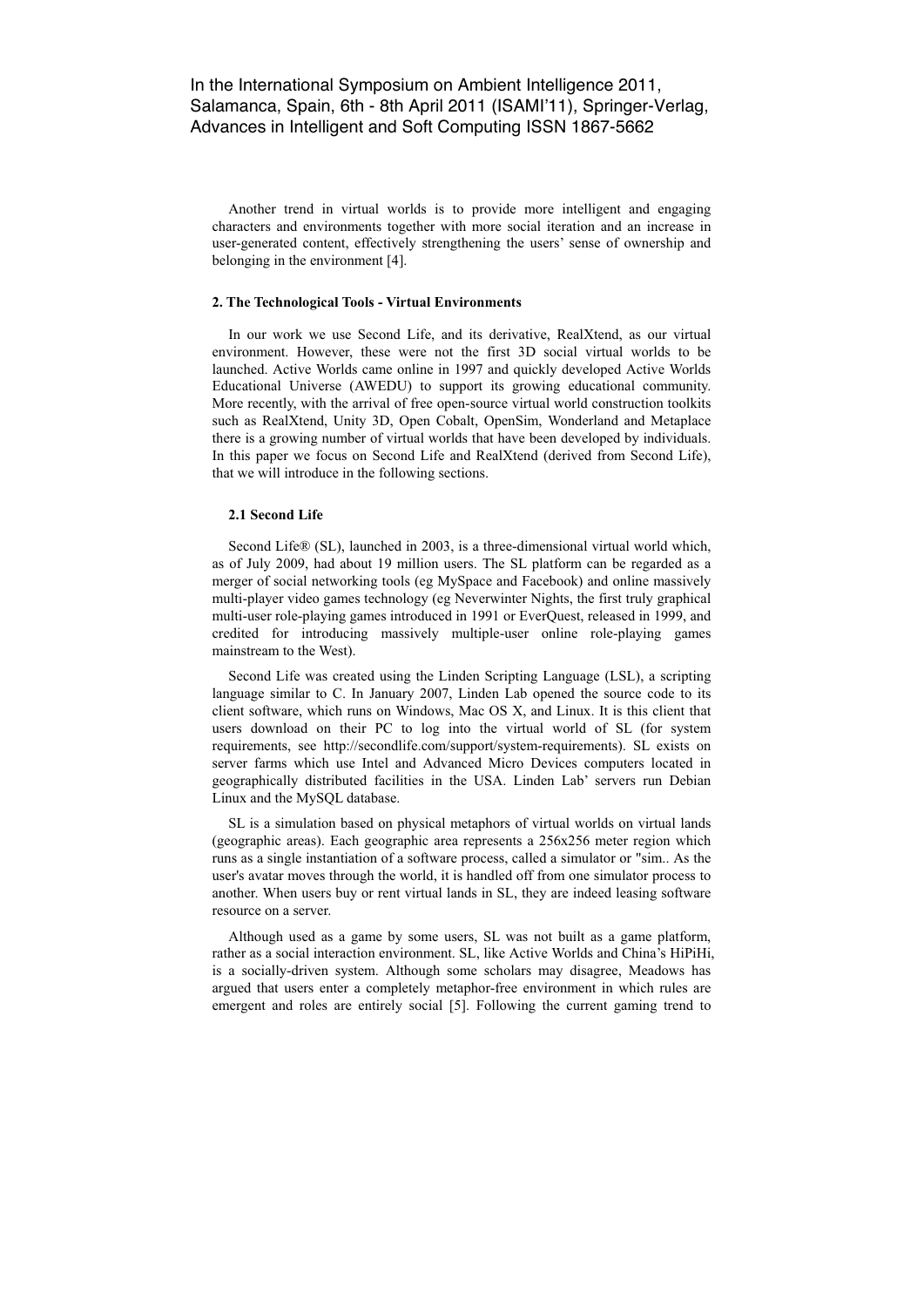Another trend in virtual worlds is to provide more intelligent and engaging characters and environments together with more social iteration and an increase in user-generated content, effectively strengthening the users' sense of ownership and belonging in the environment [4].

## 2. The Technological Tools - Virtual Environments

In our work we use Second Life, and its derivative, RealXtend, as our virtual environment. However, these were not the first 3D social virtual worlds to be launched. Active Worlds came online in 1997 and quickly developed Active Worlds Educational Universe (AWEDU) to support its growing educational community. More recently, with the arrival of free open-source virtual world construction toolkits such as RealXtend, Unity 3D, Open Cobalt, OpenSim, Wonderland and Metaplace there is a growing number of virtual worlds that have been developed by individuals. In this paper we focus on Second Life and RealXtend (derived from Second Life), that we will introduce in the following sections.

### 2.1 Second Life

Second Life® (SL), launched in 2003, is a three-dimensional virtual world which, as of July 2009, had about 19 million users. The SL platform can be regarded as a merger of social networking tools (eg MySpace and Facebook) and online massively multi-player video games technology (eg Neverwinter Nights, the first truly graphical multi-user role-playing games introduced in 1991 or EverQuest, released in 1999, and credited for introducing massively multiple-user online role-playing games mainstream to the West).

Second Life was created using the Linden Scripting Language (LSL), a scripting language similar to C. In January 2007, Linden Lab opened the source code to its client software, which runs on Windows, Mac OS X, and Linux. It is this client that users download on their PC to log into the virtual world of SL (for system requirements, see http://secondlife.com/support/system-requirements). SL exists on server farms which use Intel and Advanced Micro Devices computers located in geographically distributed facilities in the USA. Linden Lab' servers run Debian Linux and the MySQL database.

SL is a simulation based on physical metaphors of virtual worlds on virtual lands (geographic areas). Each geographic area represents a 256x256 meter region which runs as a single instantiation of a software process, called a simulator or "sim.. As the user's avatar moves through the world, it is handled off from one simulator process to another. When users buy or rent virtual lands in SL, they are indeed leasing software resource on a server.

Although used as a game by some users, SL was not built as a game platform, rather as a social interaction environment. SL, like Active Worlds and China's HiPiHi, is a socially-driven system. Although some scholars may disagree, Meadows has argued that users enter a completely metaphor-free environment in which rules are emergent and roles are entirely social [5]. Following the current gaming trend to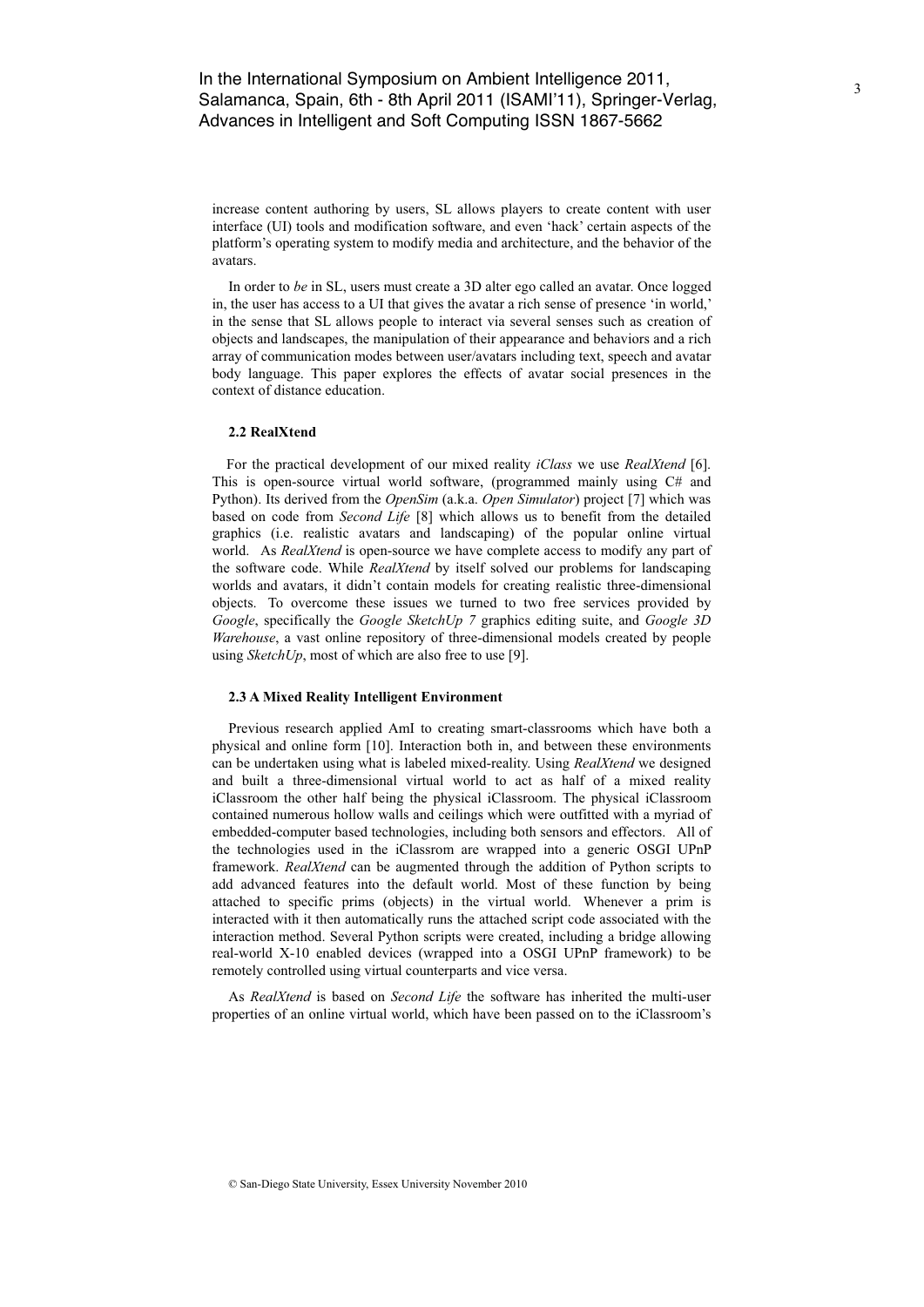increase content authoring by users, SL allows players to create content with user interface (UI) tools and modification software, and even 'hack' certain aspects of the platform's operating system to modify media and architecture, and the behavior of the avatars.

In order to *be* in SL, users must create a 3D alter ego called an avatar. Once logged in, the user has access to a UI that gives the avatar a rich sense of presence 'in world,' in the sense that SL allows people to interact via several senses such as creation of objects and landscapes, the manipulation of their appearance and behaviors and a rich array of communication modes between user/avatars including text, speech and avatar body language. This paper explores the effects of avatar social presences in the context of distance education.

### 2.2 RealXtend

For the practical development of our mixed reality *iClass* we use *RealXtend* [6]. This is open-source virtual world software, (programmed mainly using C# and Python). Its derived from the *OpenSim* (a.k.a. *Open Simulator*) project [7] which was based on code from *Second Life* [8] which allows us to benefit from the detailed graphics (i.e. realistic avatars and landscaping) of the popular online virtual world. As *RealXtend* is open-source we have complete access to modify any part of the software code. While *RealXtend* by itself solved our problems for landscaping worlds and avatars, it didn't contain models for creating realistic three-dimensional objects. To overcome these issues we turned to two free services provided by *Google*, specifically the *Google SketchUp 7* graphics editing suite, and *Google 3D Warehouse*, a vast online repository of three-dimensional models created by people using *SketchUp*, most of which are also free to use [9].

### 2.3 A Mixed Reality Intelligent Environment

Previous research applied AmI to creating smart-classrooms which have both a physical and online form [10]. Interaction both in, and between these environments can be undertaken using what is labeled mixed-reality. Using *RealXtend* we designed and built a three-dimensional virtual world to act as half of a mixed reality iClassroom the other half being the physical iClassroom. The physical iClassroom contained numerous hollow walls and ceilings which were outfitted with a myriad of embedded-computer based technologies, including both sensors and effectors. All of the technologies used in the iClassrom are wrapped into a generic OSGI UPnP framework. *RealXtend* can be augmented through the addition of Python scripts to add advanced features into the default world. Most of these function by being attached to specific prims (objects) in the virtual world. Whenever a prim is interacted with it then automatically runs the attached script code associated with the interaction method. Several Python scripts were created, including a bridge allowing real-world X-10 enabled devices (wrapped into a OSGI UPnP framework) to be remotely controlled using virtual counterparts and vice versa.

As *RealXtend* is based on *Second Life* the software has inherited the multi-user properties of an online virtual world, which have been passed on to the iClassroom's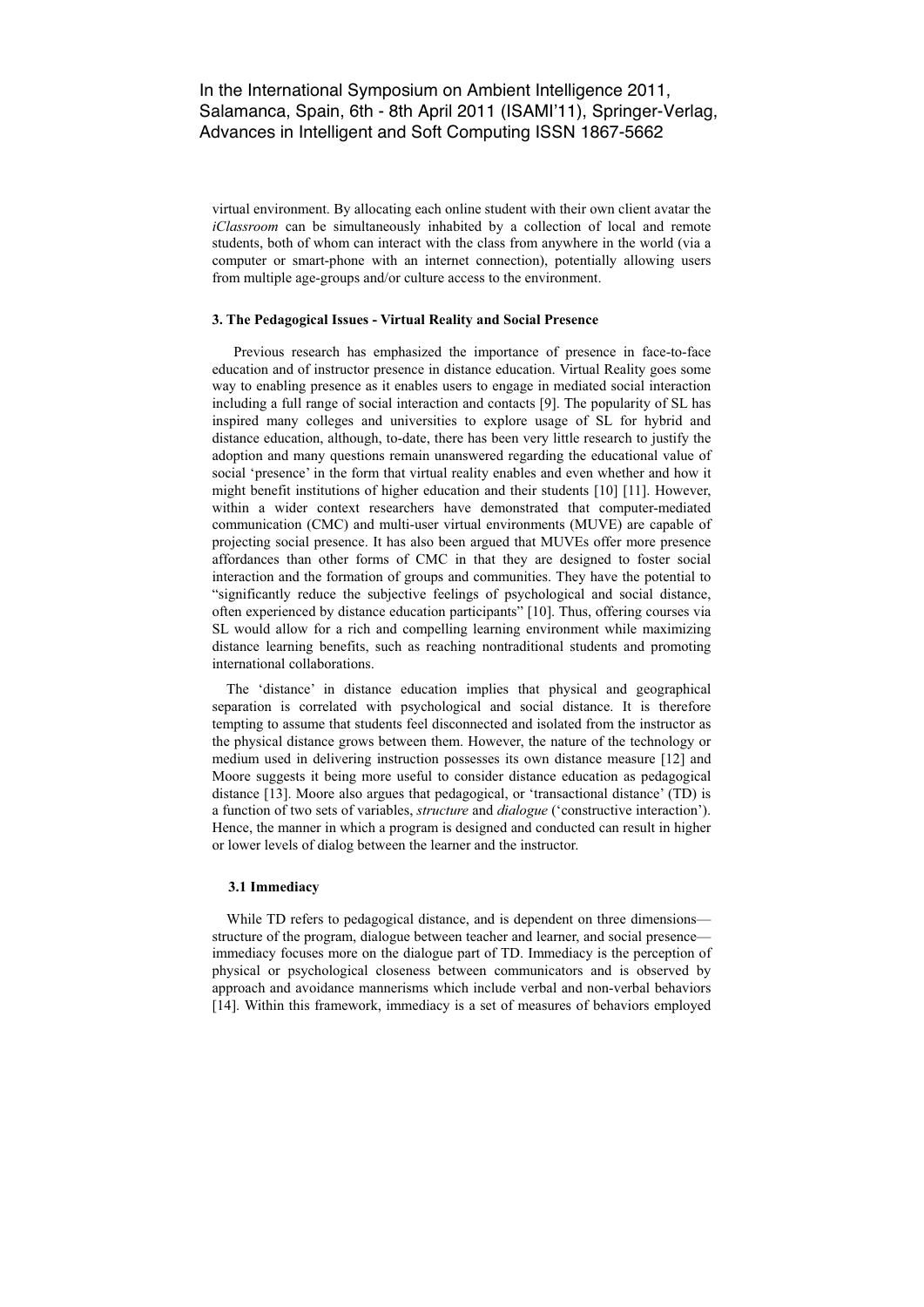virtual environment. By allocating each online student with their own client avatar the *iClassroom* can be simultaneously inhabited by a collection of local and remote students, both of whom can interact with the class from anywhere in the world (via a computer or smart-phone with an internet connection), potentially allowing users from multiple age-groups and/or culture access to the environment.

### 3. The Pedagogical Issues - Virtual Reality and Social Presence

Previous research has emphasized the importance of presence in face-to-face education and of instructor presence in distance education. Virtual Reality goes some way to enabling presence as it enables users to engage in mediated social interaction including a full range of social interaction and contacts [9]. The popularity of SL has inspired many colleges and universities to explore usage of SL for hybrid and distance education, although, to-date, there has been very little research to justify the adoption and many questions remain unanswered regarding the educational value of social 'presence' in the form that virtual reality enables and even whether and how it might benefit institutions of higher education and their students [10] [11]. However, within a wider context researchers have demonstrated that computer-mediated communication (CMC) and multi-user virtual environments (MUVE) are capable of projecting social presence. It has also been argued that MUVEs offer more presence affordances than other forms of CMC in that they are designed to foster social interaction and the formation of groups and communities. They have the potential to "significantly reduce the subjective feelings of psychological and social distance, often experienced by distance education participants" [10]. Thus, offering courses via SL would allow for a rich and compelling learning environment while maximizing distance learning benefits, such as reaching nontraditional students and promoting international collaborations.

The 'distance' in distance education implies that physical and geographical separation is correlated with psychological and social distance. It is therefore tempting to assume that students feel disconnected and isolated from the instructor as the physical distance grows between them. However, the nature of the technology or medium used in delivering instruction possesses its own distance measure [12] and Moore suggests it being more useful to consider distance education as pedagogical distance [13]. Moore also argues that pedagogical, or 'transactional distance' (TD) is a function of two sets of variables, *structure* and *dialogue* ('constructive interaction'). Hence, the manner in which a program is designed and conducted can result in higher or lower levels of dialog between the learner and the instructor.

#### 3.1 Immediacy

While TD refers to pedagogical distance, and is dependent on three dimensions—structure of the program, dialogue between teacher and learner, and social presence—immediacy focuses more on the dialogue part of TD. Immediacy is the perception of physical or psychological closeness between communicators and is observed by approach and avoidance mannerisms which include verbal and non-verbal behaviors [14]. Within this framework, immediacy is a set of measures of behaviors employed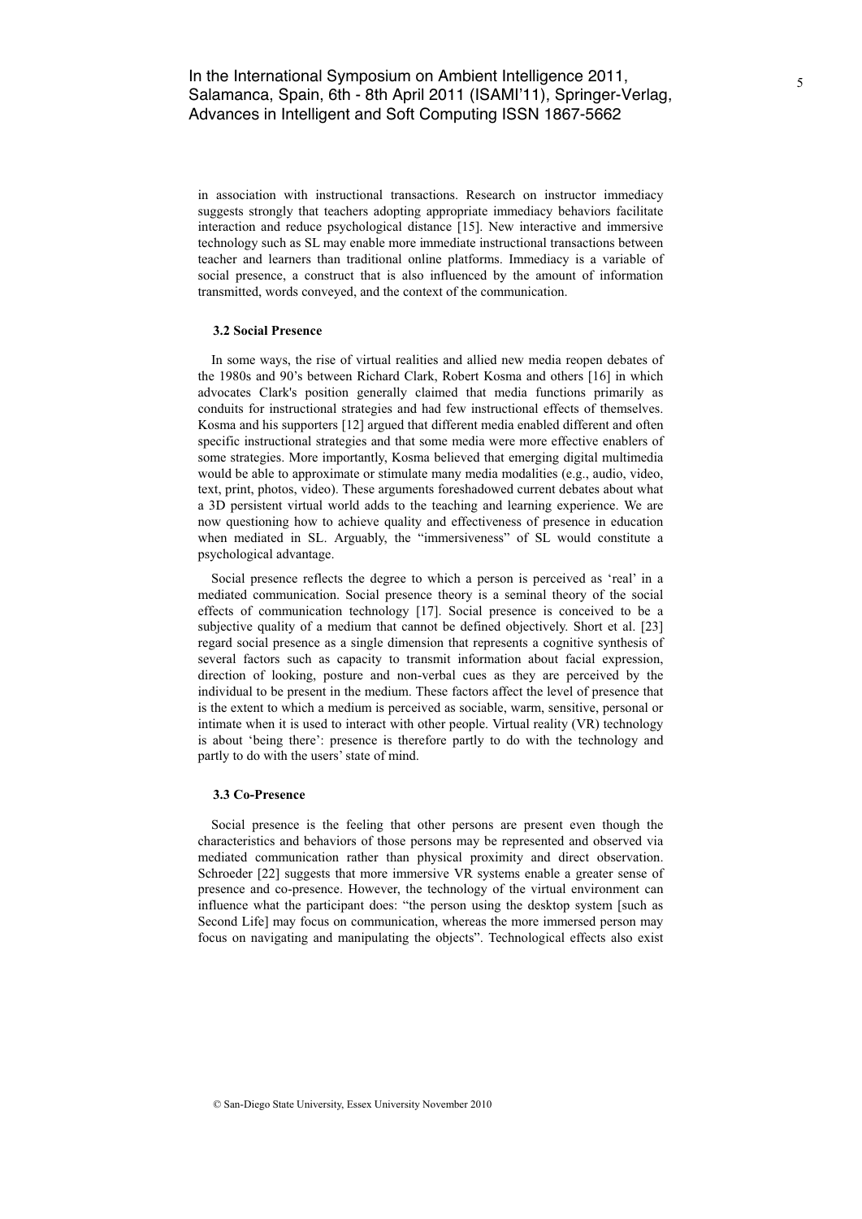in association with instructional transactions. Research on instructor immediacy suggests strongly that teachers adopting appropriate immediacy behaviors facilitate interaction and reduce psychological distance [15]. New interactive and immersive technology such as SL may enable more immediate instructional transactions between teacher and learners than traditional online platforms. Immediacy is a variable of social presence, a construct that is also influenced by the amount of information transmitted, words conveyed, and the context of the communication.

### 3.2 Social Presence

In some ways, the rise of virtual realities and allied new media reopen debates of the 1980s and 90's between Richard Clark, Robert Kosma and others [16] in which advocates Clark's position generally claimed that media functions primarily as conduits for instructional strategies and had few instructional effects of themselves. Kosma and his supporters [12] argued that different media enabled different and often specific instructional strategies and that some media were more effective enablers of some strategies. More importantly, Kosma believed that emerging digital multimedia would be able to approximate or stimulate many media modalities (e.g., audio, video, text, print, photos, video). These arguments foreshadowed current debates about what a 3D persistent virtual world adds to the teaching and learning experience. We are now questioning how to achieve quality and effectiveness of presence in education when mediated in SL. Arguably, the "immersiveness" of SL would constitute a psychological advantage.

Social presence reflects the degree to which a person is perceived as 'real' in a mediated communication. Social presence theory is a seminal theory of the social effects of communication technology [17]. Social presence is conceived to be a subjective quality of a medium that cannot be defined objectively. Short et al. [23] regard social presence as a single dimension that represents a cognitive synthesis of several factors such as capacity to transmit information about facial expression, direction of looking, posture and non-verbal cues as they are perceived by the individual to be present in the medium. These factors affect the level of presence that is the extent to which a medium is perceived as sociable, warm, sensitive, personal or intimate when it is used to interact with other people. Virtual reality (VR) technology is about 'being there': presence is therefore partly to do with the technology and partly to do with the users' state of mind.

### 3.3 Co-Presence

Social presence is the feeling that other persons are present even though the characteristics and behaviors of those persons may be represented and observed via mediated communication rather than physical proximity and direct observation. Schroeder [22] suggests that more immersive VR systems enable a greater sense of presence and co-presence. However, the technology of the virtual environment can influence what the participant does: "the person using the desktop system [such as Second Life] may focus on communication, whereas the more immersed person may focus on navigating and manipulating the objects". Technological effects also exist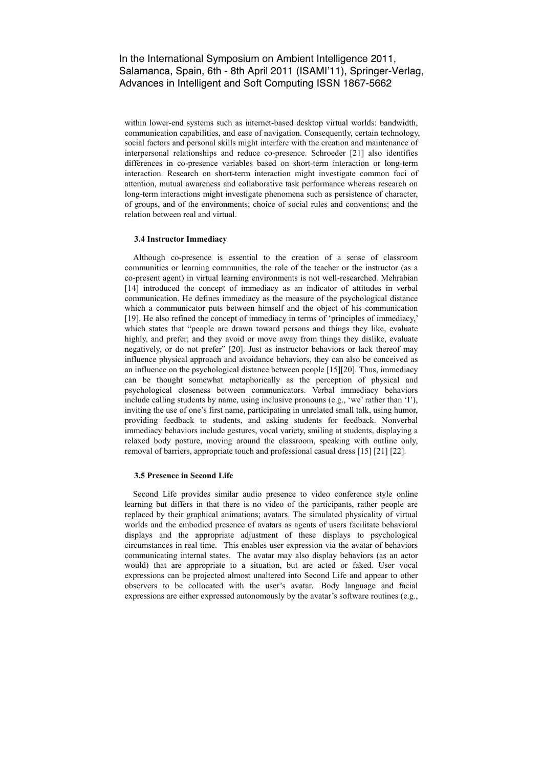within lower-end systems such as internet-based desktop virtual worlds: bandwidth, communication capabilities, and ease of navigation. Consequently, certain technology, social factors and personal skills might interfere with the creation and maintenance of interpersonal relationships and reduce co-presence. Schroeder [21] also identifies differences in co-presence variables based on short-term interaction or long-term interaction. Research on short-term interaction might investigate common foci of attention, mutual awareness and collaborative task performance whereas research on long-term interactions might investigate phenomena such as persistence of character, of groups, and of the environments; choice of social rules and conventions; and the relation between real and virtual.

### 3.4 Instructor Immediacy

Although co-presence is essential to the creation of a sense of classroom communities or learning communities, the role of the teacher or the instructor (as a co-present agent) in virtual learning environments is not well-researched. Mehrabian [14] introduced the concept of immediacy as an indicator of attitudes in verbal communication. He defines immediacy as the measure of the psychological distance which a communicator puts between himself and the object of his communication [19]. He also refined the concept of immediacy in terms of 'principles of immediacy,' which states that "people are drawn toward persons and things they like, evaluate highly, and prefer; and they avoid or move away from things they dislike, evaluate negatively, or do not prefer" [20]. Just as instructor behaviors or lack thereof may influence physical approach and avoidance behaviors, they can also be conceived as an influence on the psychological distance between people [15][20]. Thus, immediacy can be thought somewhat metaphorically as the perception of physical and psychological closeness between communicators. Verbal immediacy behaviors include calling students by name, using inclusive pronouns (e.g., 'we' rather than 'I'), inviting the use of one's first name, participating in unrelated small talk, using humor, providing feedback to students, and asking students for feedback. Nonverbal immediacy behaviors include gestures, vocal variety, smiling at students, displaying a relaxed body posture, moving around the classroom, speaking with outline only, removal of barriers, appropriate touch and professional casual dress [15] [21] [22].

### 3.5 Presence in Second Life

Second Life provides similar audio presence to video conference style online learning but differs in that there is no video of the participants, rather people are replaced by their graphical animations; avatars. The simulated physicality of virtual worlds and the embodied presence of avatars as agents of users facilitate behavioral displays and the appropriate adjustment of these displays to psychological circumstances in real time. This enables user expression via the avatar of behaviors communicating internal states. The avatar may also display behaviors (as an actor would) that are appropriate to a situation, but are acted or faked. User vocal expressions can be projected almost unaltered into Second Life and appear to other observers to be collocated with the user's avatar. Body language and facial expressions are either expressed autonomously by the avatar's software routines (e.g.,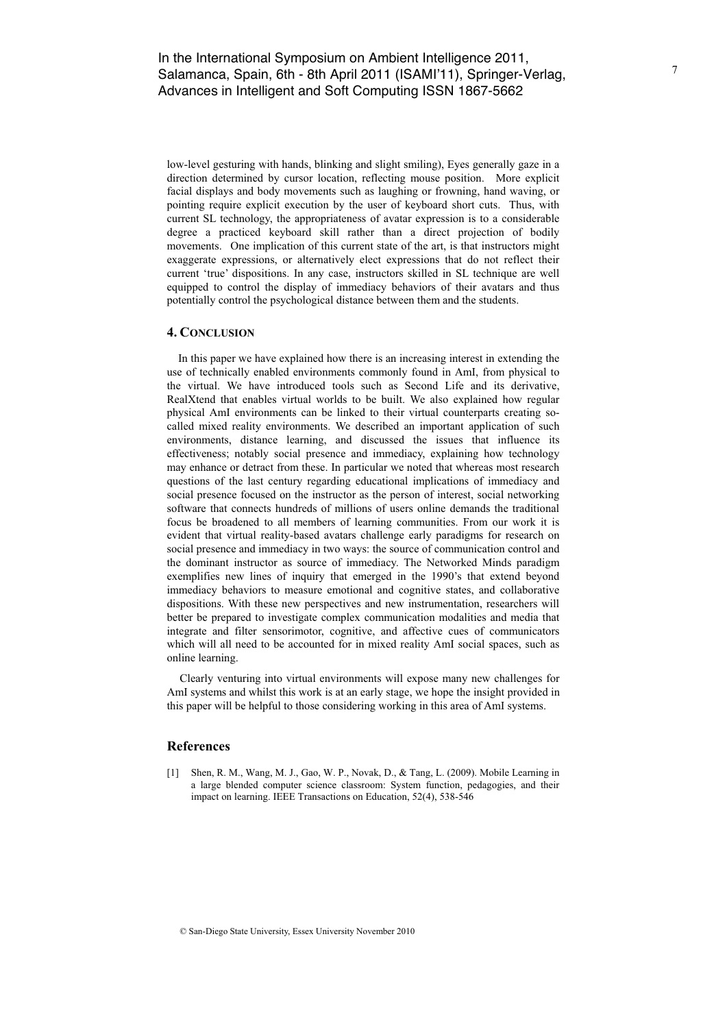low-level gesturing with hands, blinking and slight smiling), Eyes generally gaze in a direction determined by cursor location, reflecting mouse position. More explicit facial displays and body movements such as laughing or frowning, hand waving, or pointing require explicit execution by the user of keyboard short cuts. Thus, with current SL technology, the appropriateness of avatar expression is to a considerable degree a practiced keyboard skill rather than a direct projection of bodily movements. One implication of this current state of the art, is that instructors might exaggerate expressions, or alternatively elect expressions that do not reflect their current 'true' dispositions. In any case, instructors skilled in SL technique are well equipped to control the display of immediacy behaviors of their avatars and thus potentially control the psychological distance between them and the students.

## 4. Conclusion

In this paper we have explained how there is an increasing interest in extending the use of technically enabled environments commonly found in AmI, from physical to the virtual. We have introduced tools such as Second Life and its derivative, RealXtend that enables virtual worlds to be built. We also explained how regular physical AmI environments can be linked to their virtual counterparts creating so-called mixed reality environments. We described an important application of such environments, distance learning, and discussed the issues that influence its effectiveness; notably social presence and immediacy, explaining how technology may enhance or detract from these. In particular we noted that whereas most research questions of the last century regarding educational implications of immediacy and social presence focused on the instructor as the person of interest, social networking software that connects hundreds of millions of users online demands the traditional focus be broadened to all members of learning communities. From our work it is evident that virtual reality-based avatars challenge early paradigms for research on social presence and immediacy in two ways: the source of communication control and the dominant instructor as source of immediacy. The Networked Minds paradigm exemplifies new lines of inquiry that emerged in the 1990's that extend beyond immediacy behaviors to measure emotional and cognitive states, and collaborative dispositions. With these new perspectives and new instrumentation, researchers will better be prepared to investigate complex communication modalities and media that integrate and filter sensorimotor, cognitive, and affective cues of communicators which will all need to be accounted for in mixed reality AmI social spaces, such as online learning.

Clearly venturing into virtual environments will expose many new challenges for AmI systems and whilst this work is at an early stage, we hope the insight provided in this paper will be helpful to those considering working in this area of AmI systems.

## References

[1] Shen, R. M., Wang, M. J., Gao, W. P., Novak, D., & Tang, L. (2009). Mobile Learning in a large blended computer science classroom: System function, pedagogies, and their impact on learning. IEEE Transactions on Education, 52(4), 538-546

© San-Diego State University, Essex University November 2010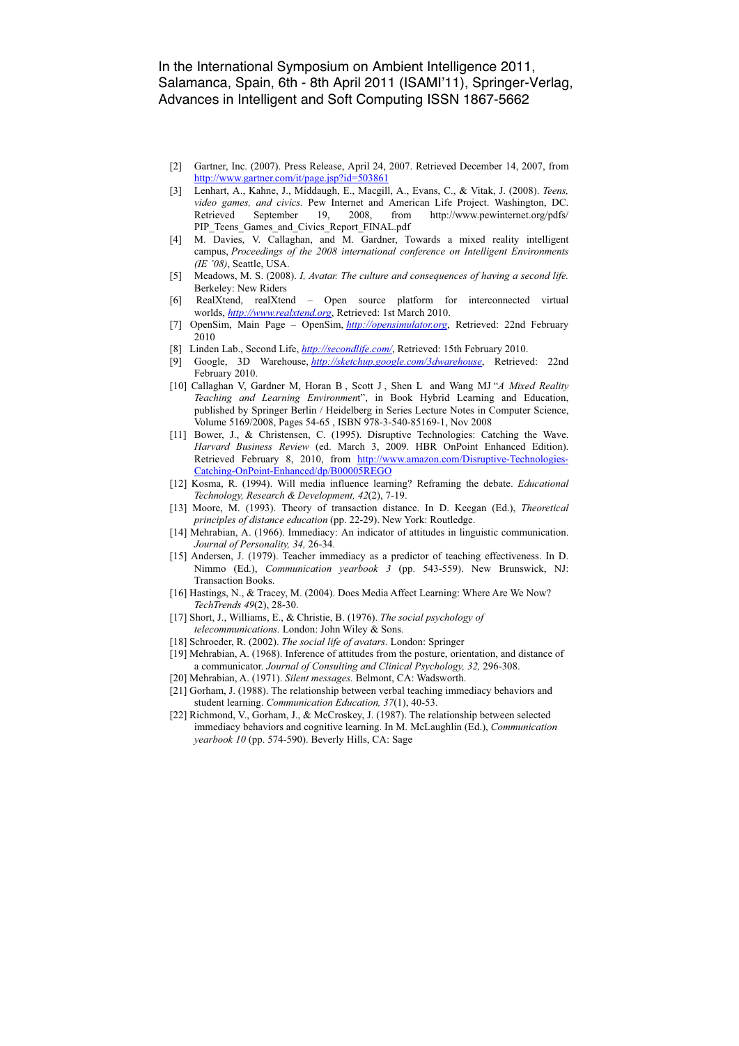In the International Symposium on Ambient Intelligence 2011, Salamanca, Spain, 6th - 8th April 2011 (ISAMI'11), Springer-Verlag, Advances in Intelligent and Soft Computing ISSN 1867-5662

[2] Gartner, Inc. (2007). Press Release, April 24, 2007. Retrieved December 14, 2007, from http://www.gartner.com/it/page.jsp?id=503861

[3] Lenhart, A., Kahne, J., Middaugh, E., Macgill, A., Evans, C., & Vitak, J. (2008). *Teens, video games, and civics.* Pew Internet and American Life Project. Washington, DC. Retrieved September 19, 2008, from http://www.pewinternet.org/pdfs/ PIP_Teens_Games_and_Civics_Report_FINAL.pdf

[4] M. Davies, V. Callaghan, and M. Gardner, Towards a mixed reality intelligent campus, *Proceedings of the 2008 international conference on Intelligent Environments (IE '08)*, Seattle, USA.

[5] Meadows, M. S. (2008). *I, Avatar. The culture and consequences of having a second life.* Berkeley: New Riders

[6] RealXtend, realXtend – Open source platform for interconnected virtual worlds, *http://www.realxtend.org*, Retrieved: 1st March 2010.

[7] OpenSim, Main Page – OpenSim, *http://opensimulator.org*, Retrieved: 22nd February 2010

[8] Linden Lab., Second Life, *http://secondlife.com/*, Retrieved: 15th February 2010.

[9] Google, 3D Warehouse, *http://sketchup.google.com/3dwarehouse*, Retrieved: 22nd February 2010.

[10] Callaghan V, Gardner M, Horan B , Scott J , Shen L and Wang MJ "*A Mixed Reality Teaching and Learning Environment*", in Book Hybrid Learning and Education, published by Springer Berlin / Heidelberg in Series Lecture Notes in Computer Science, Volume 5169/2008, Pages 54-65 , ISBN 978-3-540-85169-1, Nov 2008

[11] Bower, J., & Christensen, C. (1995). Disruptive Technologies: Catching the Wave. *Harvard Business Review* (ed. March 3, 2009. HBR OnPoint Enhanced Edition). Retrieved February 8, 2010, from http://www.amazon.com/Disruptive-Technologies-Catching-OnPoint-Enhanced/dp/B00005REGO

[12] Kosma, R. (1994). Will media influence learning? Reframing the debate. *Educational Technology, Research & Development, 42*(2), 7-19.

[13] Moore, M. (1993). Theory of transaction distance. In D. Keegan (Ed.), *Theoretical principles of distance education* (pp. 22-29). New York: Routledge.

[14] Mehrabian, A. (1966). Immediacy: An indicator of attitudes in linguistic communication. *Journal of Personality, 34,* 26-34.

[15] Andersen, J. (1979). Teacher immediacy as a predictor of teaching effectiveness. In D. Nimmo (Ed.), *Communication yearbook 3* (pp. 543-559). New Brunswick, NJ: Transaction Books.

[16] Hastings, N., & Tracey, M. (2004). Does Media Affect Learning: Where Are We Now? *TechTrends 49*(2), 28-30.

[17] Short, J., Williams, E., & Christie, B. (1976). *The social psychology of telecommunications.* London: John Wiley & Sons.

[18] Schroeder, R. (2002). *The social life of avatars.* London: Springer

[19] Mehrabian, A. (1968). Inference of attitudes from the posture, orientation, and distance of a communicator. *Journal of Consulting and Clinical Psychology, 32,* 296-308.

[20] Mehrabian, A. (1971). *Silent messages.* Belmont, CA: Wadsworth.

[21] Gorham, J. (1988). The relationship between verbal teaching immediacy behaviors and student learning. *Communication Education, 37*(1), 40-53.

[22] Richmond, V., Gorham, J., & McCroskey, J. (1987). The relationship between selected immediacy behaviors and cognitive learning. In M. McLaughlin (Ed.), *Communication yearbook 10* (pp. 574-590). Beverly Hills, CA: Sage